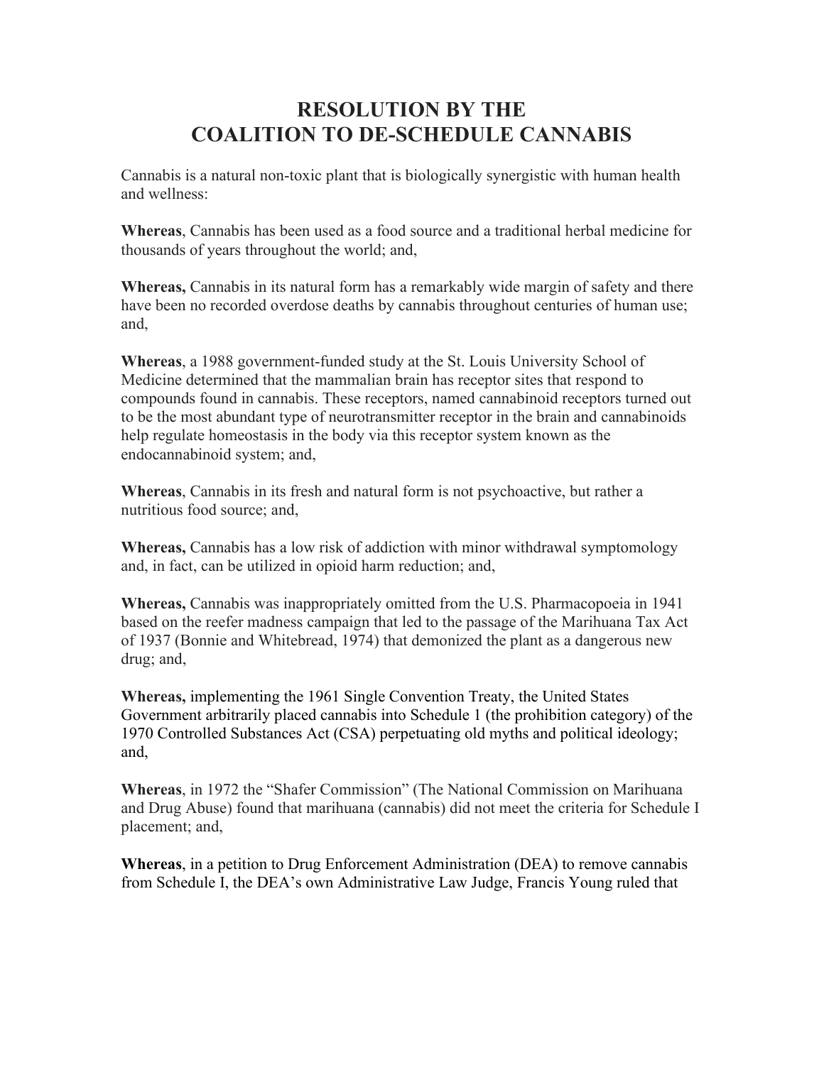# RESOLUTION BY THE COALITION TO DE-SCHEDULE CANNABIS

Cannabis is a natural non-toxic plant that is biologically synergistic with human health and wellness:

**Whereas**, Cannabis has been used as a food source and a traditional herbal medicine for thousands of years throughout the world; and,

**Whereas,** Cannabis in its natural form has a remarkably wide margin of safety and there have been no recorded overdose deaths by cannabis throughout centuries of human use; and,

**Whereas**, a 1988 government-funded study at the St. Louis University School of Medicine determined that the mammalian brain has receptor sites that respond to compounds found in cannabis. These receptors, named cannabinoid receptors turned out to be the most abundant type of neurotransmitter receptor in the brain and cannabinoids help regulate homeostasis in the body via this receptor system known as the endocannabinoid system; and,

**Whereas**, Cannabis in its fresh and natural form is not psychoactive, but rather a nutritious food source; and,

**Whereas,** Cannabis has a low risk of addiction with minor withdrawal symptomology and, in fact, can be utilized in opioid harm reduction; and,

**Whereas,** Cannabis was inappropriately omitted from the U.S. Pharmacopoeia in 1941 based on the reefer madness campaign that led to the passage of the Marihuana Tax Act of 1937 (Bonnie and Whitebread, 1974) that demonized the plant as a dangerous new drug; and,

**Whereas,** implementing the 1961 Single Convention Treaty, the United States Government arbitrarily placed cannabis into Schedule 1 (the prohibition category) of the 1970 Controlled Substances Act (CSA) perpetuating old myths and political ideology; and,

**Whereas**, in 1972 the "Shafer Commission" (The National Commission on Marihuana and Drug Abuse) found that marihuana (cannabis) did not meet the criteria for Schedule I placement; and,

**Whereas**, in a petition to Drug Enforcement Administration (DEA) to remove cannabis from Schedule I, the DEA's own Administrative Law Judge, Francis Young ruled that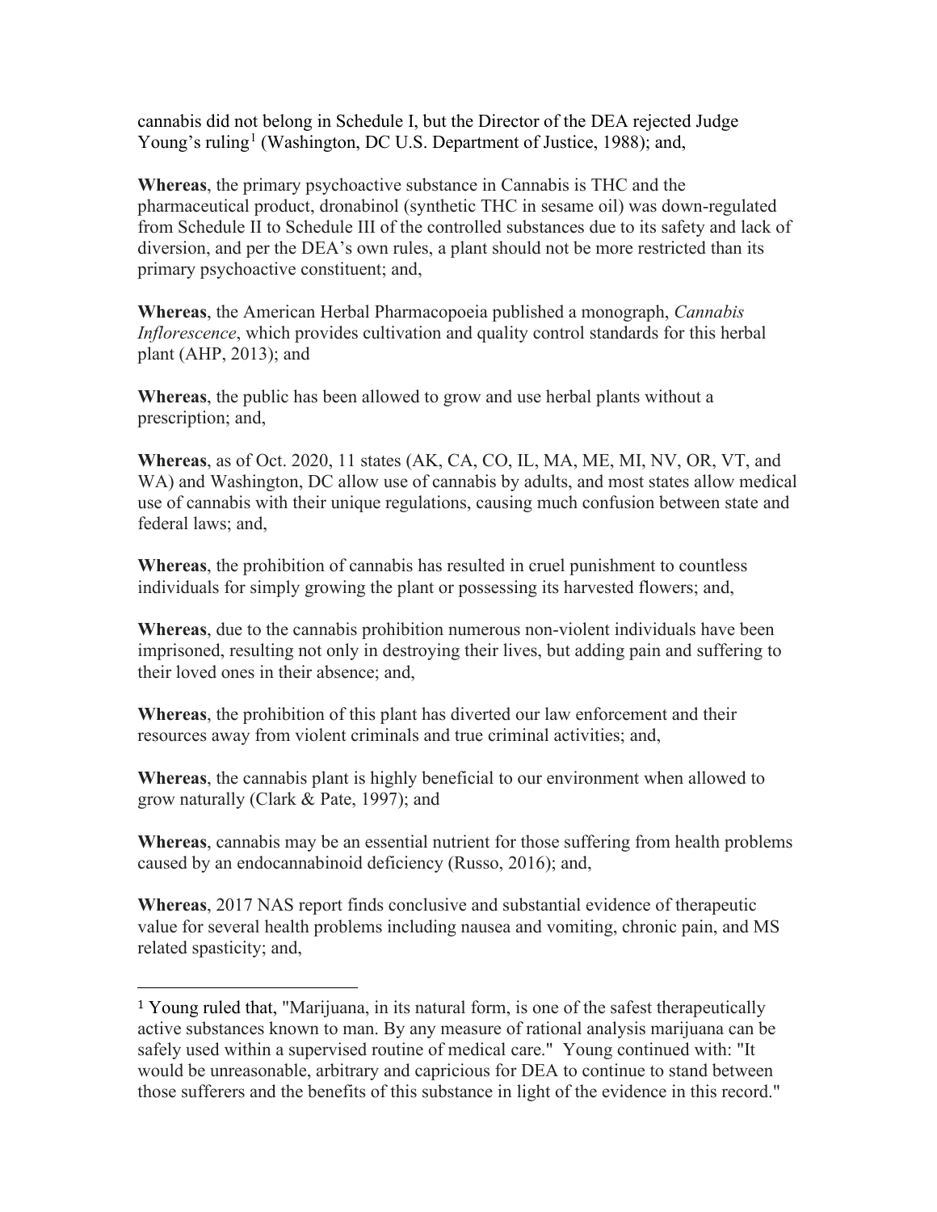cannabis did not belong in Schedule I, but the Director of the DEA rejected Judge Young's ruling[1] (Washington, DC U.S. Department of Justice, 1988); and,

**Whereas**, the primary psychoactive substance in Cannabis is THC and the pharmaceutical product, dronabinol (synthetic THC in sesame oil) was down-regulated from Schedule II to Schedule III of the controlled substances due to its safety and lack of diversion, and per the DEA's own rules, a plant should not be more restricted than its primary psychoactive constituent; and,

**Whereas**, the American Herbal Pharmacopoeia published a monograph, *Cannabis Inflorescence*, which provides cultivation and quality control standards for this herbal plant (AHP, 2013); and

**Whereas**, the public has been allowed to grow and use herbal plants without a prescription; and,

**Whereas**, as of Oct. 2020, 11 states (AK, CA, CO, IL, MA, ME, MI, NV, OR, VT, and WA) and Washington, DC allow use of cannabis by adults, and most states allow medical use of cannabis with their unique regulations, causing much confusion between state and federal laws; and,

**Whereas**, the prohibition of cannabis has resulted in cruel punishment to countless individuals for simply growing the plant or possessing its harvested flowers; and,

**Whereas**, due to the cannabis prohibition numerous non-violent individuals have been imprisoned, resulting not only in destroying their lives, but adding pain and suffering to their loved ones in their absence; and,

**Whereas**, the prohibition of this plant has diverted our law enforcement and their resources away from violent criminals and true criminal activities; and,

**Whereas**, the cannabis plant is highly beneficial to our environment when allowed to grow naturally (Clark & Pate, 1997); and

**Whereas**, cannabis may be an essential nutrient for those suffering from health problems caused by an endocannabinoid deficiency (Russo, 2016); and,

**Whereas**, 2017 NAS report finds conclusive and substantial evidence of therapeutic value for several health problems including nausea and vomiting, chronic pain, and MS related spasticity; and,

---

[1] Young ruled that, "Marijuana, in its natural form, is one of the safest therapeutically active substances known to man. By any measure of rational analysis marijuana can be safely used within a supervised routine of medical care." Young continued with: "It would be unreasonable, arbitrary and capricious for DEA to continue to stand between those sufferers and the benefits of this substance in light of the evidence in this record."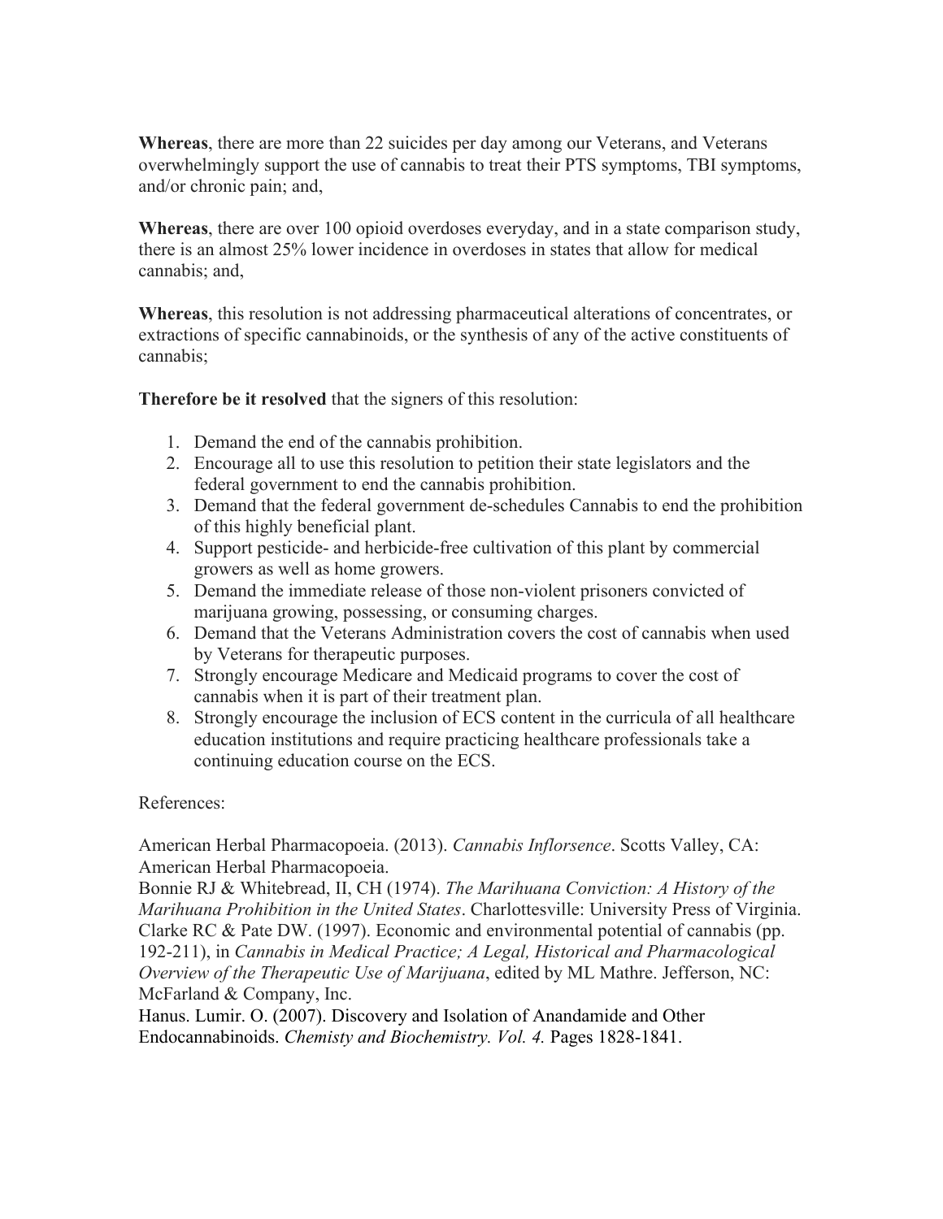**Whereas**, there are more than 22 suicides per day among our Veterans, and Veterans overwhelmingly support the use of cannabis to treat their PTS symptoms, TBI symptoms, and/or chronic pain; and,

**Whereas**, there are over 100 opioid overdoses everyday, and in a state comparison study, there is an almost 25% lower incidence in overdoses in states that allow for medical cannabis; and,

**Whereas**, this resolution is not addressing pharmaceutical alterations of concentrates, or extractions of specific cannabinoids, or the synthesis of any of the active constituents of cannabis;

**Therefore be it resolved** that the signers of this resolution:

1. Demand the end of the cannabis prohibition.
2. Encourage all to use this resolution to petition their state legislators and the federal government to end the cannabis prohibition.
3. Demand that the federal government de-schedules Cannabis to end the prohibition of this highly beneficial plant.
4. Support pesticide- and herbicide-free cultivation of this plant by commercial growers as well as home growers.
5. Demand the immediate release of those non-violent prisoners convicted of marijuana growing, possessing, or consuming charges.
6. Demand that the Veterans Administration covers the cost of cannabis when used by Veterans for therapeutic purposes.
7. Strongly encourage Medicare and Medicaid programs to cover the cost of cannabis when it is part of their treatment plan.
8. Strongly encourage the inclusion of ECS content in the curricula of all healthcare education institutions and require practicing healthcare professionals take a continuing education course on the ECS.

References:

American Herbal Pharmacopoeia. (2013). *Cannabis Inflorsence*. Scotts Valley, CA: American Herbal Pharmacopoeia.

Bonnie RJ & Whitebread, II, CH (1974). *The Marihuana Conviction: A History of the Marihuana Prohibition in the United States*. Charlottesville: University Press of Virginia.

Clarke RC & Pate DW. (1997). Economic and environmental potential of cannabis (pp. 192-211), in *Cannabis in Medical Practice; A Legal, Historical and Pharmacological Overview of the Therapeutic Use of Marijuana*, edited by ML Mathre. Jefferson, NC: McFarland & Company, Inc.

Hanus. Lumir. O. (2007). Discovery and Isolation of Anandamide and Other Endocannabinoids. *Chemisty and Biochemistry. Vol. 4.* Pages 1828-1841.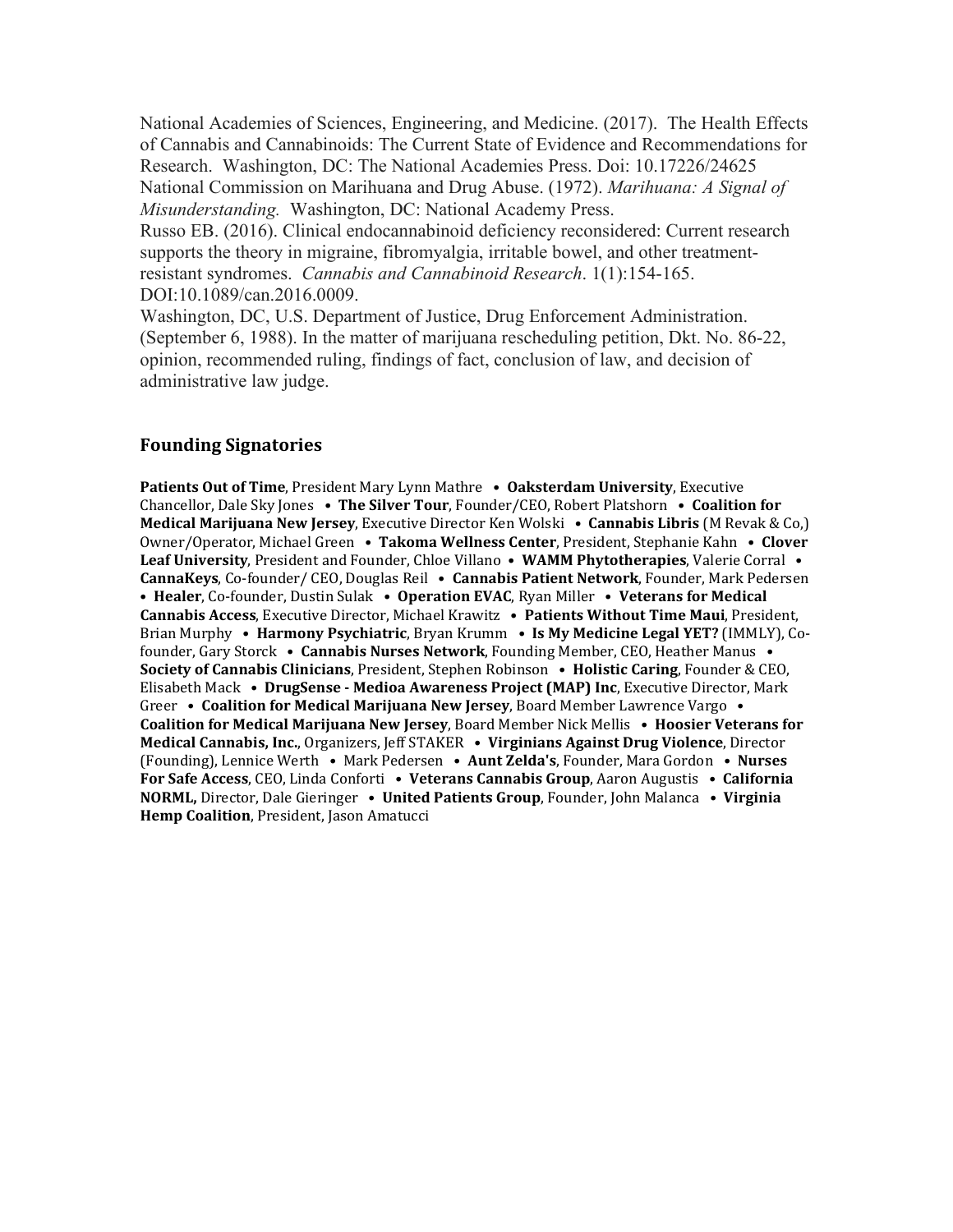National Academies of Sciences, Engineering, and Medicine. (2017). The Health Effects of Cannabis and Cannabinoids: The Current State of Evidence and Recommendations for Research. Washington, DC: The National Academies Press. Doi: 10.17226/24625

National Commission on Marihuana and Drug Abuse. (1972). *Marihuana: A Signal of Misunderstanding.* Washington, DC: National Academy Press.

Russo EB. (2016). Clinical endocannabinoid deficiency reconsidered: Current research supports the theory in migraine, fibromyalgia, irritable bowel, and other treatment-resistant syndromes. *Cannabis and Cannabinoid Research*. 1(1):154-165. DOI:10.1089/can.2016.0009.

Washington, DC, U.S. Department of Justice, Drug Enforcement Administration. (September 6, 1988). In the matter of marijuana rescheduling petition, Dkt. No. 86-22, opinion, recommended ruling, findings of fact, conclusion of law, and decision of administrative law judge.

## Founding Signatories

**Patients Out of Time**, President Mary Lynn Mathre • **Oaksterdam University**, Executive Chancellor, Dale Sky Jones • **The Silver Tour**, Founder/CEO, Robert Platshorn • **Coalition for Medical Marijuana New Jersey**, Executive Director Ken Wolski • **Cannabis Libris** (M Revak & Co,) Owner/Operator, Michael Green • **Takoma Wellness Center**, President, Stephanie Kahn • **Clover Leaf University**, President and Founder, Chloe Villano • **WAMM Phytotherapies**, Valerie Corral • **CannaKeys**, Co-founder/ CEO, Douglas Reil • **Cannabis Patient Network**, Founder, Mark Pedersen • **Healer**, Co-founder, Dustin Sulak • **Operation EVAC**, Ryan Miller • **Veterans for Medical Cannabis Access**, Executive Director, Michael Krawitz • **Patients Without Time Maui**, President, Brian Murphy • **Harmony Psychiatric**, Bryan Krumm • **Is My Medicine Legal YET?** (IMMLY), Co-founder, Gary Storck • **Cannabis Nurses Network**, Founding Member, CEO, Heather Manus • **Society of Cannabis Clinicians**, President, Stephen Robinson • **Holistic Caring**, Founder & CEO, Elisabeth Mack • **DrugSense - Medioa Awareness Project (MAP) Inc**, Executive Director, Mark Greer • **Coalition for Medical Marijuana New Jersey**, Board Member Lawrence Vargo • **Coalition for Medical Marijuana New Jersey**, Board Member Nick Mellis • **Hoosier Veterans for Medical Cannabis, Inc.**, Organizers, Jeff STAKER • **Virginians Against Drug Violence**, Director (Founding), Lennice Werth • Mark Pedersen • **Aunt Zelda's**, Founder, Mara Gordon • **Nurses For Safe Access**, CEO, Linda Conforti • **Veterans Cannabis Group**, Aaron Augustis • **California NORML,** Director, Dale Gieringer • **United Patients Group**, Founder, John Malanca • **Virginia Hemp Coalition**, President, Jason Amatucci